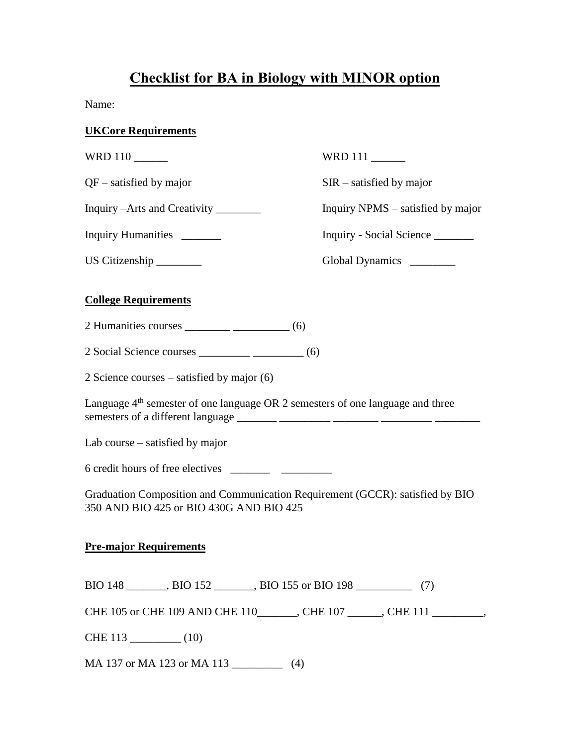# Checklist for BA in Biology with MINOR option

Name:

**UKCore Requirements**

WRD 110 ______

WRD 111 ______

QF – satisfied by major

SIR – satisfied by major

Inquiry –Arts and Creativity ________

Inquiry NPMS – satisfied by major

Inquiry Humanities _______

Inquiry - Social Science _______

US Citizenship ________

Global Dynamics ________

**College Requirements**

2 Humanities courses ________ __________ (6)

2 Social Science courses _________ _________ (6)

2 Science courses – satisfied by major (6)

Language 4th semester of one language OR 2 semesters of one language and three semesters of a different language _______ _________ ________ _________ ________

Lab course – satisfied by major

6 credit hours of free electives _______ _________

Graduation Composition and Communication Requirement (GCCR): satisfied by BIO 350 AND BIO 425 or BIO 430G AND BIO 425

**Pre-major Requirements**

BIO 148 _______, BIO 152 _______, BIO 155 or BIO 198 __________ (7)

CHE 105 or CHE 109 AND CHE 110_______, CHE 107 ______, CHE 111 _________,

CHE 113 _________ (10)

MA 137 or MA 123 or MA 113 _________ (4)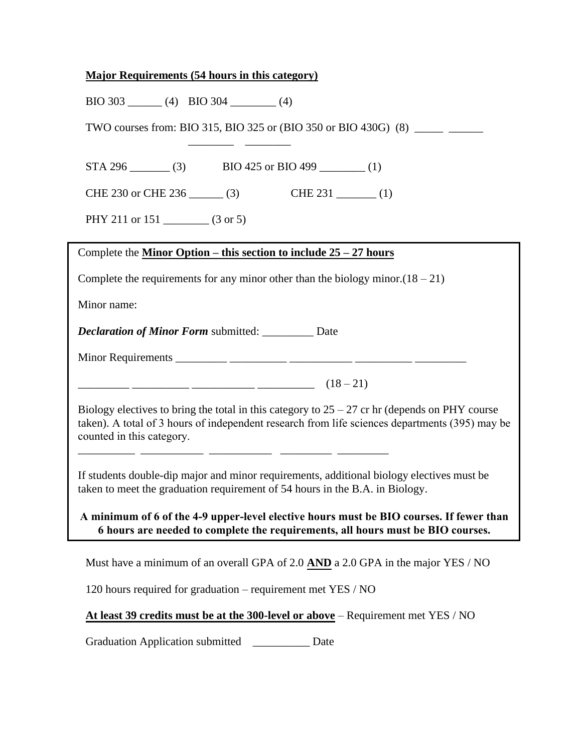**Major Requirements (54 hours in this category)**

BIO 303 ______ (4)   BIO 304 ________ (4)

TWO courses from: BIO 315, BIO 325 or (BIO 350 or BIO 430G)  (8)  _____  ______

________   ________

STA 296 _______ (3)          BIO 425 or BIO 499 ________ (1)

CHE 230 or CHE 236 ______ (3)             CHE 231 _______ (1)

PHY 211 or 151 ________ (3 or 5)

Complete the **Minor Option – this section to include 25 – 27 hours**

Complete the requirements for any minor other than the biology minor.(18 – 21)

Minor name:

***Declaration of Minor Form*** submitted: _________ Date

Minor Requirements _________ __________ ___________ __________ _________

_________ __________ ___________ __________   (18 – 21)

Biology electives to bring the total in this category to 25 – 27 cr hr (depends on PHY course taken). A total of 3 hours of independent research from life sciences departments (395) may be counted in this category.

__________  ___________  ___________  _________  _________

If students double-dip major and minor requirements, additional biology electives must be taken to meet the graduation requirement of 54 hours in the B.A. in Biology.

**A minimum of 6 of the 4-9 upper-level elective hours must be BIO courses. If fewer than 6 hours are needed to complete the requirements, all hours must be BIO courses.**

Must have a minimum of an overall GPA of 2.0 **AND** a 2.0 GPA in the major YES / NO

120 hours required for graduation – requirement met YES / NO

**At least 39 credits must be at the 300-level or above** – Requirement met YES / NO

Graduation Application submitted    __________ Date